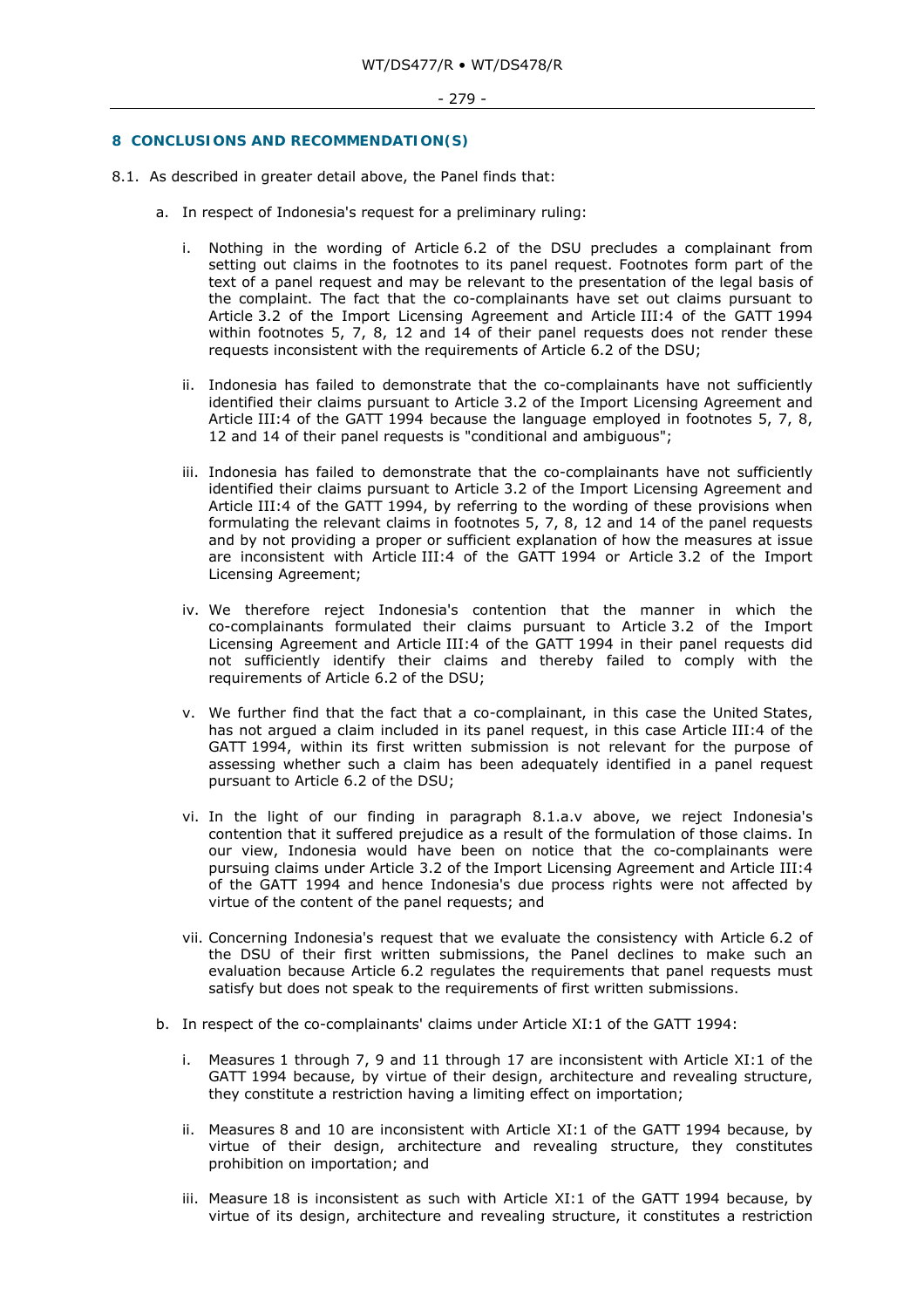## 8 CONCLUSIONS AND RECOMMENDATION(S)

8.1. As described in greater detail above, the Panel finds that:

a. In respect of Indonesia's request for a preliminary ruling:

   i. Nothing in the wording of Article 6.2 of the DSU precludes a complainant from setting out claims in the footnotes to its panel request. Footnotes form part of the text of a panel request and may be relevant to the presentation of the legal basis of the complaint. The fact that the co-complainants have set out claims pursuant to Article 3.2 of the Import Licensing Agreement and Article III:4 of the GATT 1994 within footnotes 5, 7, 8, 12 and 14 of their panel requests does not render these requests inconsistent with the requirements of Article 6.2 of the DSU;

   ii. Indonesia has failed to demonstrate that the co-complainants have not sufficiently identified their claims pursuant to Article 3.2 of the Import Licensing Agreement and Article III:4 of the GATT 1994 because the language employed in footnotes 5, 7, 8, 12 and 14 of their panel requests is "conditional and ambiguous";

   iii. Indonesia has failed to demonstrate that the co-complainants have not sufficiently identified their claims pursuant to Article 3.2 of the Import Licensing Agreement and Article III:4 of the GATT 1994, by referring to the wording of these provisions when formulating the relevant claims in footnotes 5, 7, 8, 12 and 14 of the panel requests and by not providing a proper or sufficient explanation of how the measures at issue are inconsistent with Article III:4 of the GATT 1994 or Article 3.2 of the Import Licensing Agreement;

   iv. We therefore reject Indonesia's contention that the manner in which the co-complainants formulated their claims pursuant to Article 3.2 of the Import Licensing Agreement and Article III:4 of the GATT 1994 in their panel requests did not sufficiently identify their claims and thereby failed to comply with the requirements of Article 6.2 of the DSU;

   v. We further find that the fact that a co-complainant, in this case the United States, has not argued a claim included in its panel request, in this case Article III:4 of the GATT 1994, within its first written submission is not relevant for the purpose of assessing whether such a claim has been adequately identified in a panel request pursuant to Article 6.2 of the DSU;

   vi. In the light of our finding in paragraph 8.1.a.v above, we reject Indonesia's contention that it suffered prejudice as a result of the formulation of those claims. In our view, Indonesia would have been on notice that the co-complainants were pursuing claims under Article 3.2 of the Import Licensing Agreement and Article III:4 of the GATT 1994 and hence Indonesia's due process rights were not affected by virtue of the content of the panel requests; and

   vii. Concerning Indonesia's request that we evaluate the consistency with Article 6.2 of the DSU of their first written submissions, the Panel declines to make such an evaluation because Article 6.2 regulates the requirements that panel requests must satisfy but does not speak to the requirements of first written submissions.

b. In respect of the co-complainants' claims under Article XI:1 of the GATT 1994:

   i. Measures 1 through 7, 9 and 11 through 17 are inconsistent with Article XI:1 of the GATT 1994 because, by virtue of their design, architecture and revealing structure, they constitute a restriction having a limiting effect on importation;

   ii. Measures 8 and 10 are inconsistent with Article XI:1 of the GATT 1994 because, by virtue of their design, architecture and revealing structure, they constitutes prohibition on importation; and

   iii. Measure 18 is inconsistent as such with Article XI:1 of the GATT 1994 because, by virtue of its design, architecture and revealing structure, it constitutes a restriction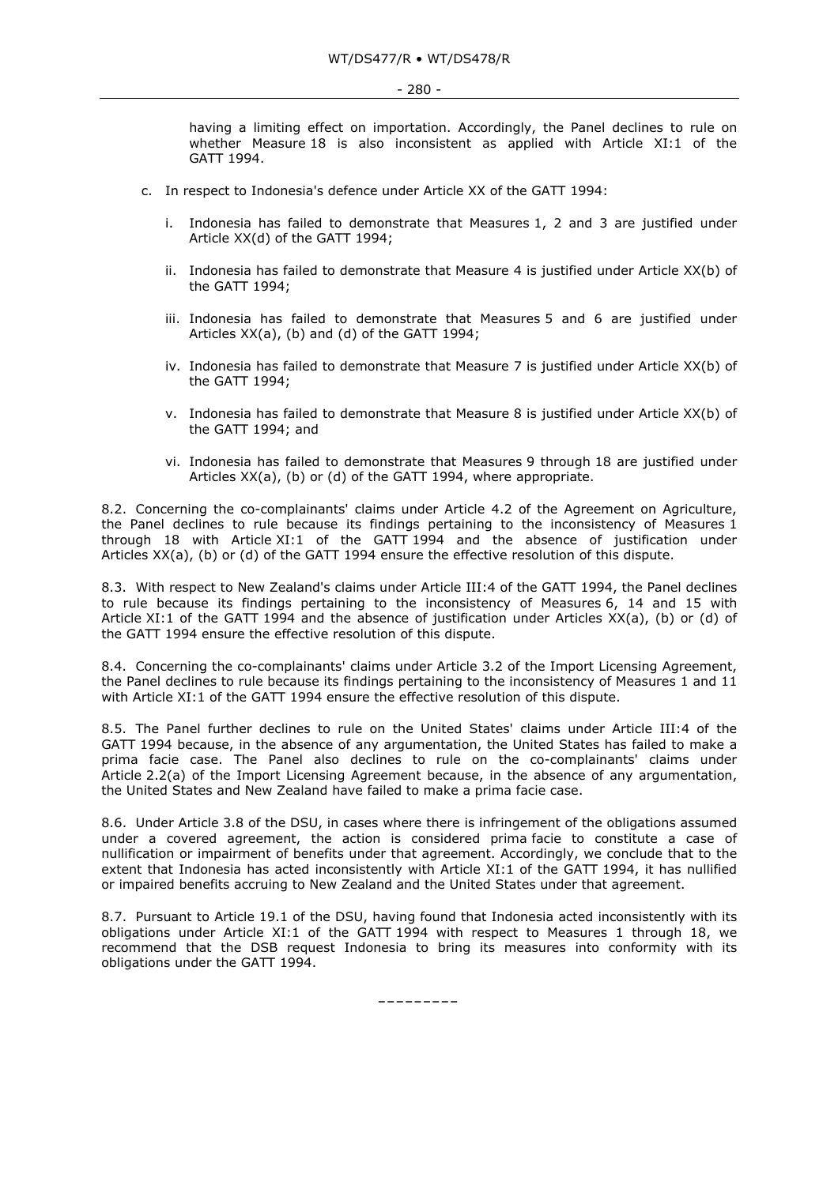having a limiting effect on importation. Accordingly, the Panel declines to rule on whether Measure 18 is also inconsistent as applied with Article XI:1 of the GATT 1994.

c. In respect to Indonesia's defence under Article XX of the GATT 1994:

   i. Indonesia has failed to demonstrate that Measures 1, 2 and 3 are justified under Article XX(d) of the GATT 1994;

   ii. Indonesia has failed to demonstrate that Measure 4 is justified under Article XX(b) of the GATT 1994;

   iii. Indonesia has failed to demonstrate that Measures 5 and 6 are justified under Articles XX(a), (b) and (d) of the GATT 1994;

   iv. Indonesia has failed to demonstrate that Measure 7 is justified under Article XX(b) of the GATT 1994;

   v. Indonesia has failed to demonstrate that Measure 8 is justified under Article XX(b) of the GATT 1994; and

   vi. Indonesia has failed to demonstrate that Measures 9 through 18 are justified under Articles XX(a), (b) or (d) of the GATT 1994, where appropriate.

8.2. Concerning the co-complainants' claims under Article 4.2 of the Agreement on Agriculture, the Panel declines to rule because its findings pertaining to the inconsistency of Measures 1 through 18 with Article XI:1 of the GATT 1994 and the absence of justification under Articles XX(a), (b) or (d) of the GATT 1994 ensure the effective resolution of this dispute.

8.3. With respect to New Zealand's claims under Article III:4 of the GATT 1994, the Panel declines to rule because its findings pertaining to the inconsistency of Measures 6, 14 and 15 with Article XI:1 of the GATT 1994 and the absence of justification under Articles XX(a), (b) or (d) of the GATT 1994 ensure the effective resolution of this dispute.

8.4. Concerning the co-complainants' claims under Article 3.2 of the Import Licensing Agreement, the Panel declines to rule because its findings pertaining to the inconsistency of Measures 1 and 11 with Article XI:1 of the GATT 1994 ensure the effective resolution of this dispute.

8.5. The Panel further declines to rule on the United States' claims under Article III:4 of the GATT 1994 because, in the absence of any argumentation, the United States has failed to make a prima facie case. The Panel also declines to rule on the co-complainants' claims under Article 2.2(a) of the Import Licensing Agreement because, in the absence of any argumentation, the United States and New Zealand have failed to make a prima facie case.

8.6. Under Article 3.8 of the DSU, in cases where there is infringement of the obligations assumed under a covered agreement, the action is considered prima facie to constitute a case of nullification or impairment of benefits under that agreement. Accordingly, we conclude that to the extent that Indonesia has acted inconsistently with Article XI:1 of the GATT 1994, it has nullified or impaired benefits accruing to New Zealand and the United States under that agreement.

8.7. Pursuant to Article 19.1 of the DSU, having found that Indonesia acted inconsistently with its obligations under Article XI:1 of the GATT 1994 with respect to Measures 1 through 18, we recommend that the DSB request Indonesia to bring its measures into conformity with its obligations under the GATT 1994.

\_\_\_\_\_\_\_\_\_